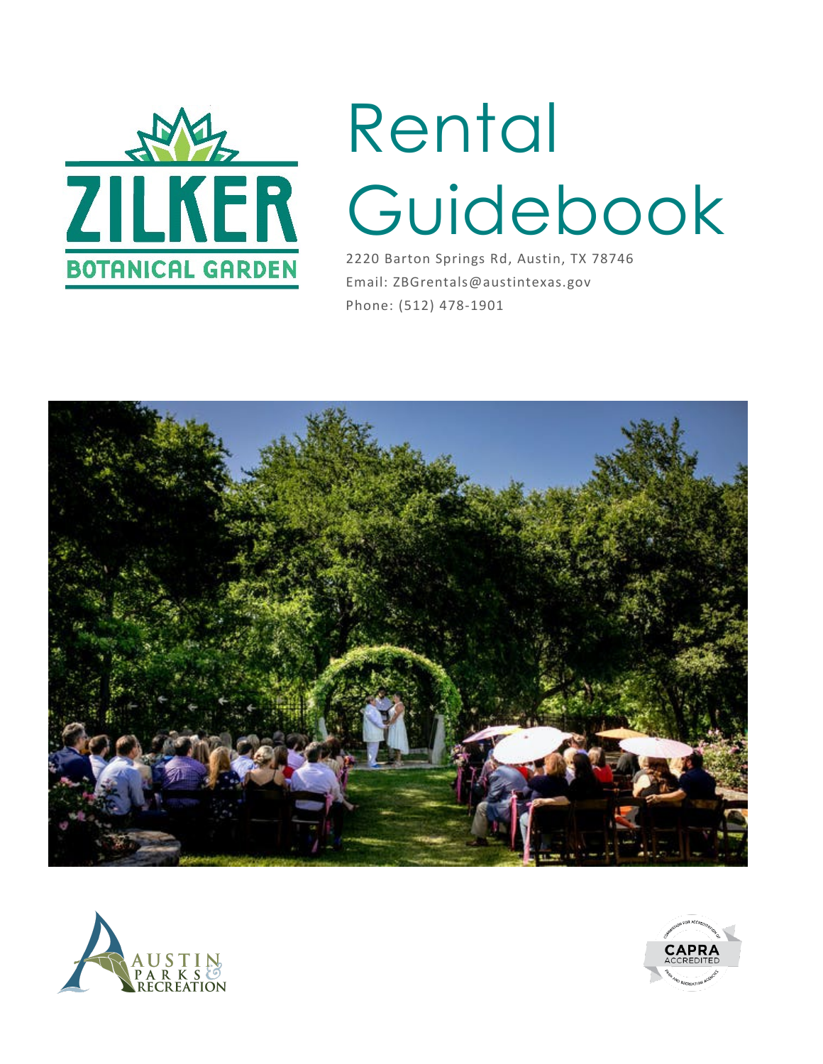# Rental Guidebook

2220 Barton Springs Rd, Austin, TX 78746

Email: ZBGrentals@austintexas.gov

Phone: (512) 478-1901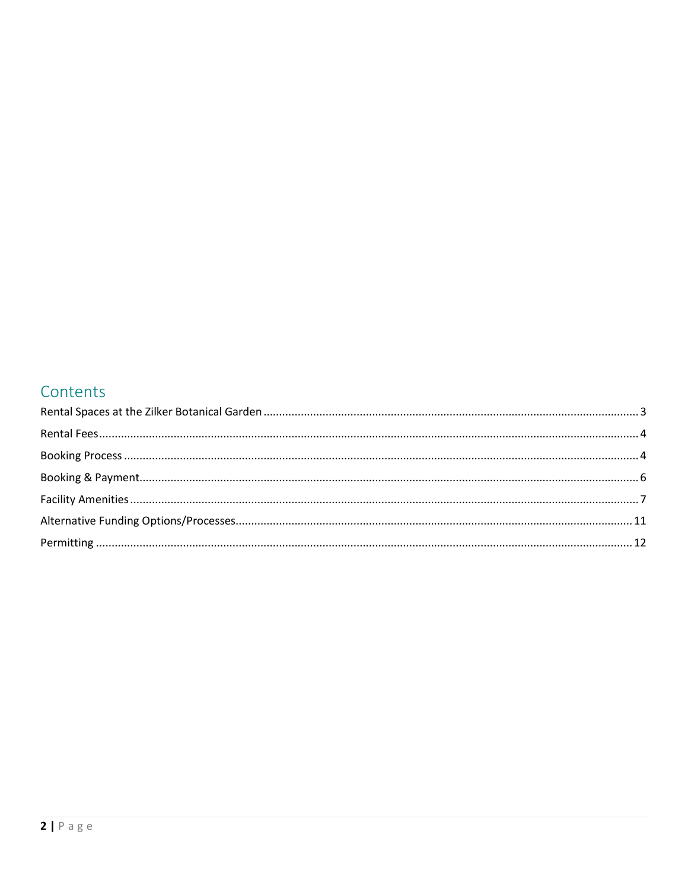# Contents

Rental Spaces at the Zilker Botanical Garden ..... 3
Rental Fees ..... 4
Booking Process ..... 4
Booking & Payment ..... 6
Facility Amenities ..... 7
Alternative Funding Options/Processes ..... 11
Permitting ..... 12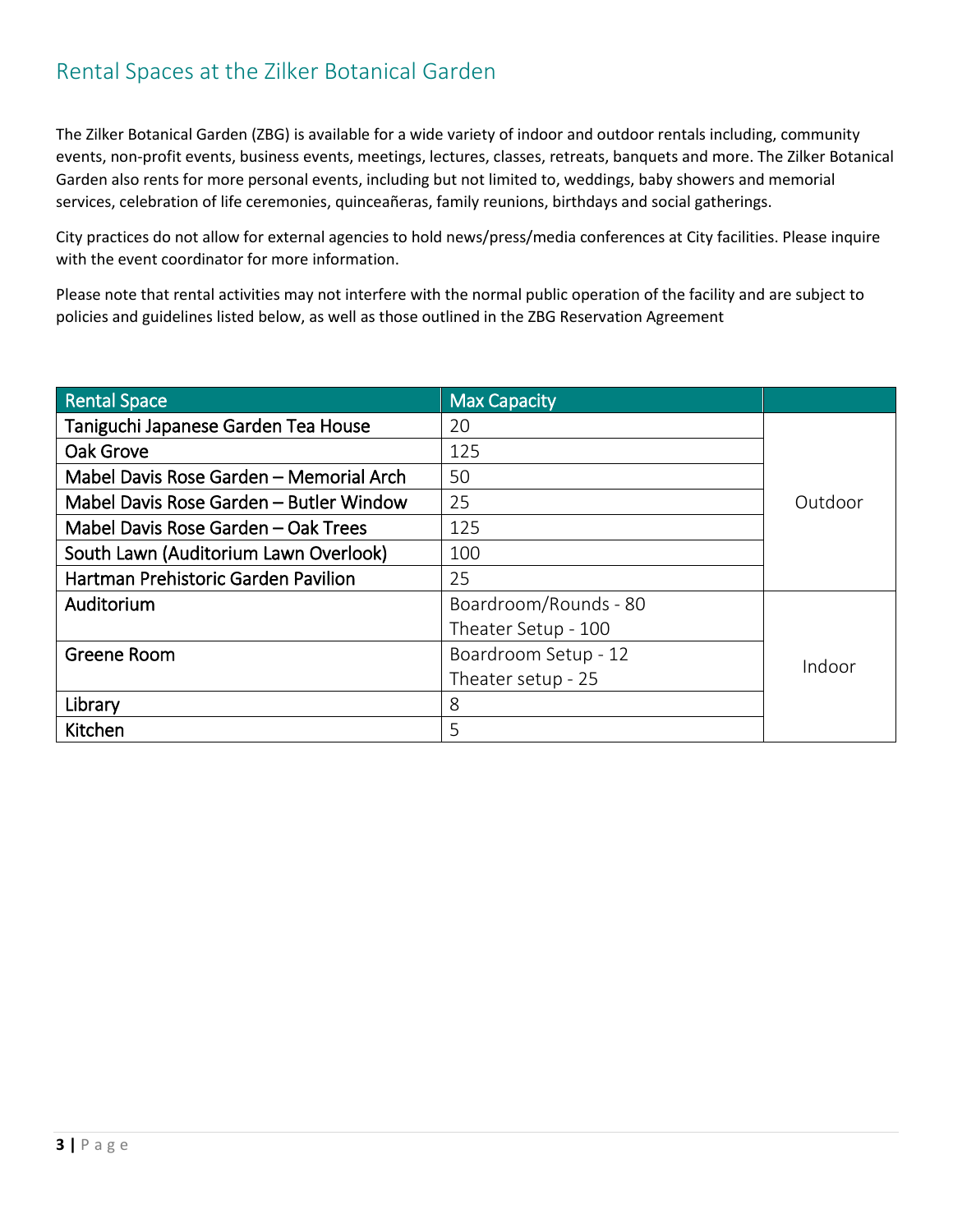## Rental Spaces at the Zilker Botanical Garden

The Zilker Botanical Garden (ZBG) is available for a wide variety of indoor and outdoor rentals including, community events, non-profit events, business events, meetings, lectures, classes, retreats, banquets and more. The Zilker Botanical Garden also rents for more personal events, including but not limited to, weddings, baby showers and memorial services, celebration of life ceremonies, quinceañeras, family reunions, birthdays and social gatherings.

City practices do not allow for external agencies to hold news/press/media conferences at City facilities. Please inquire with the event coordinator for more information.

Please note that rental activities may not interfere with the normal public operation of the facility and are subject to policies and guidelines listed below, as well as those outlined in the ZBG Reservation Agreement

| Rental Space | Max Capacity | |
|---|---|---|
| Taniguchi Japanese Garden Tea House | 20 | Outdoor |
| Oak Grove | 125 | |
| Mabel Davis Rose Garden – Memorial Arch | 50 | |
| Mabel Davis Rose Garden – Butler Window | 25 | |
| Mabel Davis Rose Garden – Oak Trees | 125 | |
| South Lawn (Auditorium Lawn Overlook) | 100 | |
| Hartman Prehistoric Garden Pavilion | 25 | |
| Auditorium | Boardroom/Rounds - 80<br>Theater Setup - 100 | Indoor |
| Greene Room | Boardroom Setup - 12<br>Theater setup - 25 | |
| Library | 8 | |
| Kitchen | 5 | |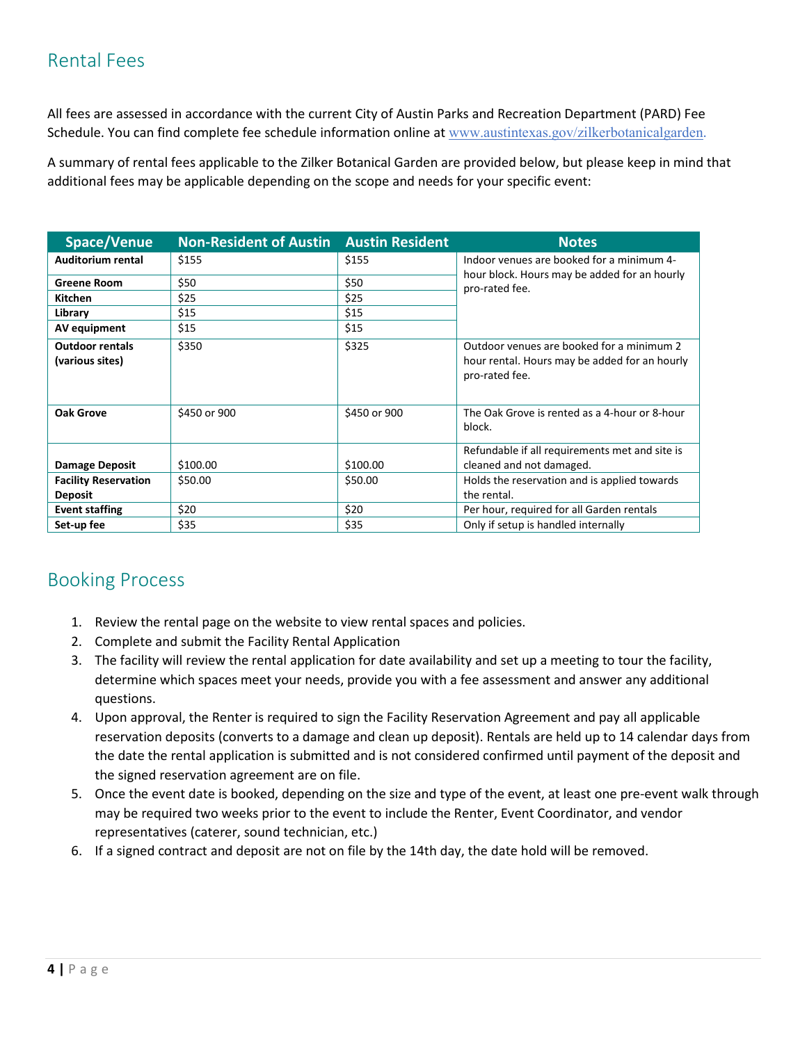## Rental Fees

All fees are assessed in accordance with the current City of Austin Parks and Recreation Department (PARD) Fee Schedule. You can find complete fee schedule information online at www.austintexas.gov/zilkerbotanicalgarden.

A summary of rental fees applicable to the Zilker Botanical Garden are provided below, but please keep in mind that additional fees may be applicable depending on the scope and needs for your specific event:

| Space/Venue | Non-Resident of Austin | Austin Resident | Notes |
|---|---|---|---|
| **Auditorium rental** | $155 | $155 | Indoor venues are booked for a minimum 4-hour block. Hours may be added for an hourly pro-rated fee. |
| **Greene Room** | $50 | $50 | |
| **Kitchen** | $25 | $25 | |
| **Library** | $15 | $15 | |
| **AV equipment** | $15 | $15 | |
| **Outdoor rentals (various sites)** | $350 | $325 | Outdoor venues are booked for a minimum 2 hour rental. Hours may be added for an hourly pro-rated fee. |
| **Oak Grove** | $450 or 900 | $450 or 900 | The Oak Grove is rented as a 4-hour or 8-hour block. |
| **Damage Deposit** | $100.00 | $100.00 | Refundable if all requirements met and site is cleaned and not damaged. |
| **Facility Reservation Deposit** | $50.00 | $50.00 | Holds the reservation and is applied towards the rental. |
| **Event staffing** | $20 | $20 | Per hour, required for all Garden rentals |
| **Set-up fee** | $35 | $35 | Only if setup is handled internally |

## Booking Process

1. Review the rental page on the website to view rental spaces and policies.
2. Complete and submit the Facility Rental Application
3. The facility will review the rental application for date availability and set up a meeting to tour the facility, determine which spaces meet your needs, provide you with a fee assessment and answer any additional questions.
4. Upon approval, the Renter is required to sign the Facility Reservation Agreement and pay all applicable reservation deposits (converts to a damage and clean up deposit). Rentals are held up to 14 calendar days from the date the rental application is submitted and is not considered confirmed until payment of the deposit and the signed reservation agreement are on file.
5. Once the event date is booked, depending on the size and type of the event, at least one pre-event walk through may be required two weeks prior to the event to include the Renter, Event Coordinator, and vendor representatives (caterer, sound technician, etc.)
6. If a signed contract and deposit are not on file by the 14th day, the date hold will be removed.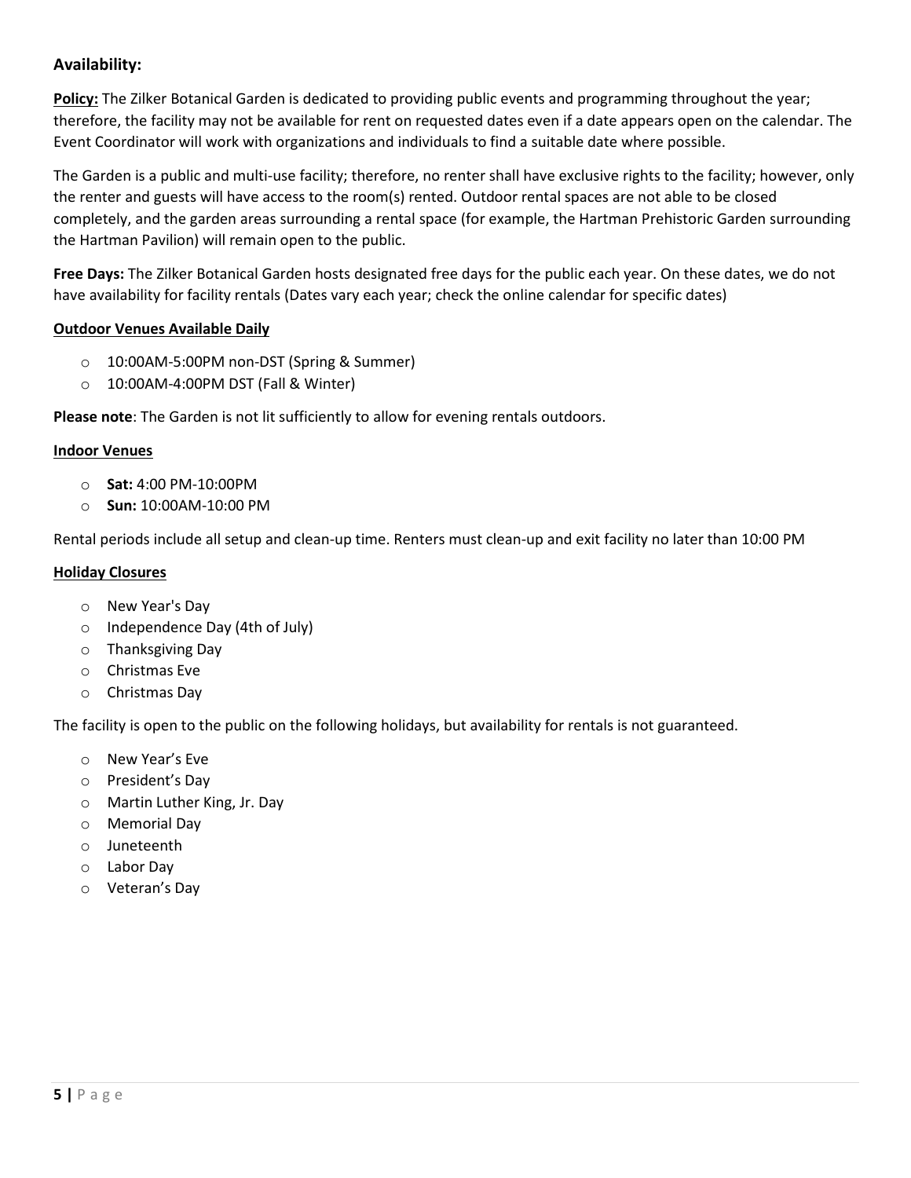## Availability:

**Policy:** The Zilker Botanical Garden is dedicated to providing public events and programming throughout the year; therefore, the facility may not be available for rent on requested dates even if a date appears open on the calendar. The Event Coordinator will work with organizations and individuals to find a suitable date where possible.

The Garden is a public and multi-use facility; therefore, no renter shall have exclusive rights to the facility; however, only the renter and guests will have access to the room(s) rented. Outdoor rental spaces are not able to be closed completely, and the garden areas surrounding a rental space (for example, the Hartman Prehistoric Garden surrounding the Hartman Pavilion) will remain open to the public.

**Free Days:** The Zilker Botanical Garden hosts designated free days for the public each year. On these dates, we do not have availability for facility rentals (Dates vary each year; check the online calendar for specific dates)

### Outdoor Venues Available Daily

- 10:00AM-5:00PM non-DST (Spring & Summer)
- 10:00AM-4:00PM DST (Fall & Winter)

**Please note**: The Garden is not lit sufficiently to allow for evening rentals outdoors.

### Indoor Venues

- **Sat:** 4:00 PM-10:00PM
- **Sun:** 10:00AM-10:00 PM

Rental periods include all setup and clean-up time. Renters must clean-up and exit facility no later than 10:00 PM

### Holiday Closures

- New Year's Day
- Independence Day (4th of July)
- Thanksgiving Day
- Christmas Eve
- Christmas Day

The facility is open to the public on the following holidays, but availability for rentals is not guaranteed.

- New Year's Eve
- President's Day
- Martin Luther King, Jr. Day
- Memorial Day
- Juneteenth
- Labor Day
- Veteran's Day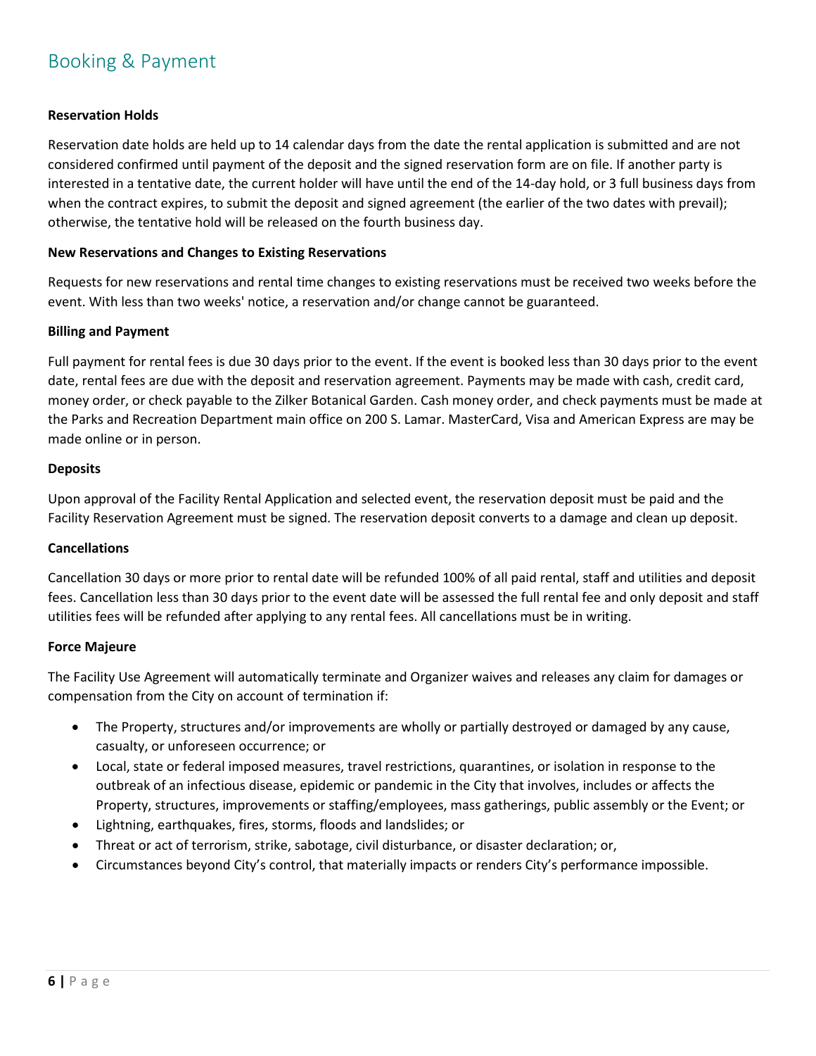# Booking & Payment

**Reservation Holds**

Reservation date holds are held up to 14 calendar days from the date the rental application is submitted and are not considered confirmed until payment of the deposit and the signed reservation form are on file. If another party is interested in a tentative date, the current holder will have until the end of the 14-day hold, or 3 full business days from when the contract expires, to submit the deposit and signed agreement (the earlier of the two dates with prevail); otherwise, the tentative hold will be released on the fourth business day.

**New Reservations and Changes to Existing Reservations**

Requests for new reservations and rental time changes to existing reservations must be received two weeks before the event. With less than two weeks' notice, a reservation and/or change cannot be guaranteed.

**Billing and Payment**

Full payment for rental fees is due 30 days prior to the event. If the event is booked less than 30 days prior to the event date, rental fees are due with the deposit and reservation agreement. Payments may be made with cash, credit card, money order, or check payable to the Zilker Botanical Garden. Cash money order, and check payments must be made at the Parks and Recreation Department main office on 200 S. Lamar. MasterCard, Visa and American Express are may be made online or in person.

**Deposits**

Upon approval of the Facility Rental Application and selected event, the reservation deposit must be paid and the Facility Reservation Agreement must be signed. The reservation deposit converts to a damage and clean up deposit.

**Cancellations**

Cancellation 30 days or more prior to rental date will be refunded 100% of all paid rental, staff and utilities and deposit fees. Cancellation less than 30 days prior to the event date will be assessed the full rental fee and only deposit and staff utilities fees will be refunded after applying to any rental fees. All cancellations must be in writing.

**Force Majeure**

The Facility Use Agreement will automatically terminate and Organizer waives and releases any claim for damages or compensation from the City on account of termination if:

- The Property, structures and/or improvements are wholly or partially destroyed or damaged by any cause, casualty, or unforeseen occurrence; or
- Local, state or federal imposed measures, travel restrictions, quarantines, or isolation in response to the outbreak of an infectious disease, epidemic or pandemic in the City that involves, includes or affects the Property, structures, improvements or staffing/employees, mass gatherings, public assembly or the Event; or
- Lightning, earthquakes, fires, storms, floods and landslides; or
- Threat or act of terrorism, strike, sabotage, civil disturbance, or disaster declaration; or,
- Circumstances beyond City's control, that materially impacts or renders City's performance impossible.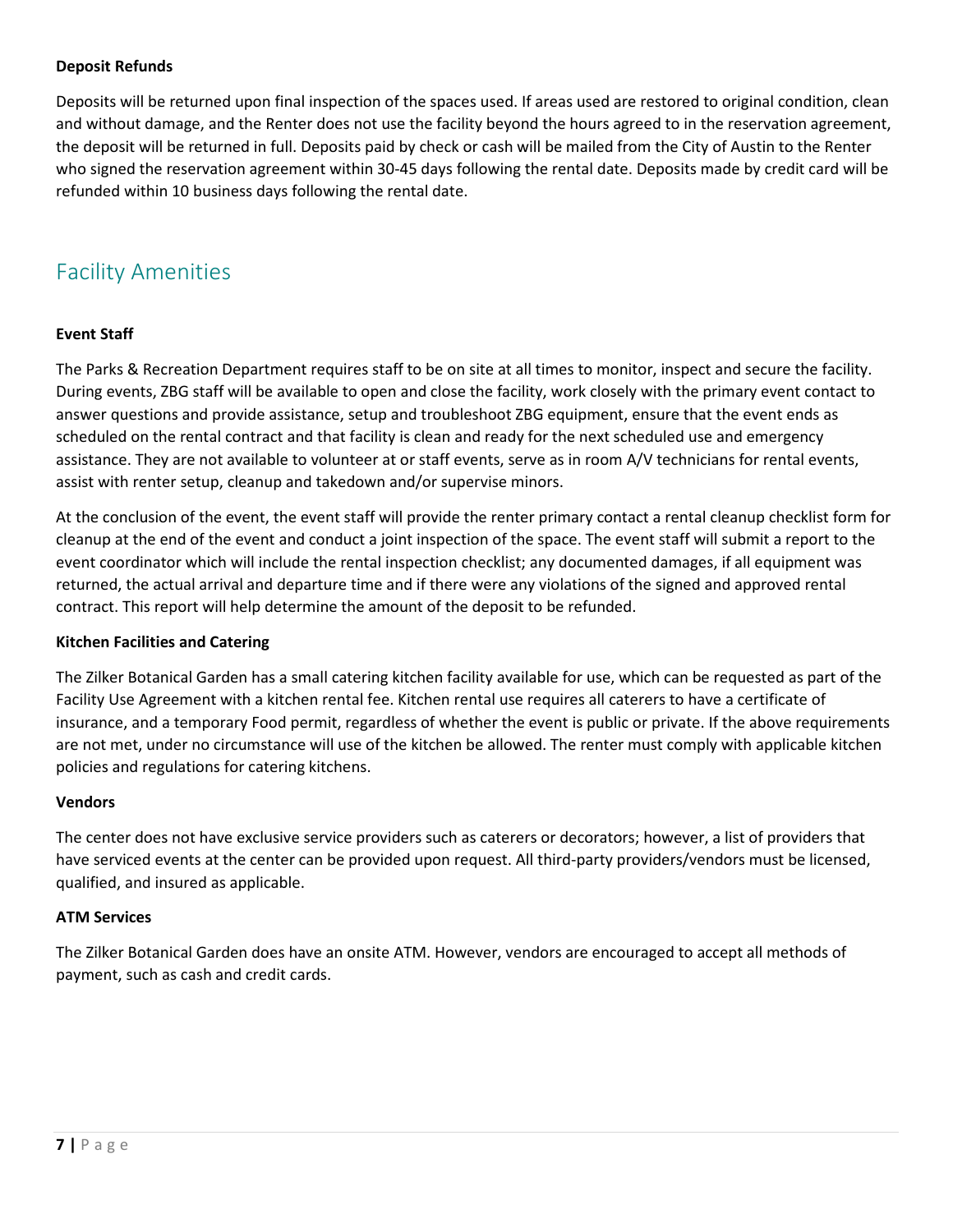**Deposit Refunds**

Deposits will be returned upon final inspection of the spaces used. If areas used are restored to original condition, clean and without damage, and the Renter does not use the facility beyond the hours agreed to in the reservation agreement, the deposit will be returned in full. Deposits paid by check or cash will be mailed from the City of Austin to the Renter who signed the reservation agreement within 30-45 days following the rental date. Deposits made by credit card will be refunded within 10 business days following the rental date.

## Facility Amenities

**Event Staff**

The Parks & Recreation Department requires staff to be on site at all times to monitor, inspect and secure the facility. During events, ZBG staff will be available to open and close the facility, work closely with the primary event contact to answer questions and provide assistance, setup and troubleshoot ZBG equipment, ensure that the event ends as scheduled on the rental contract and that facility is clean and ready for the next scheduled use and emergency assistance. They are not available to volunteer at or staff events, serve as in room A/V technicians for rental events, assist with renter setup, cleanup and takedown and/or supervise minors.

At the conclusion of the event, the event staff will provide the renter primary contact a rental cleanup checklist form for cleanup at the end of the event and conduct a joint inspection of the space. The event staff will submit a report to the event coordinator which will include the rental inspection checklist; any documented damages, if all equipment was returned, the actual arrival and departure time and if there were any violations of the signed and approved rental contract. This report will help determine the amount of the deposit to be refunded.

**Kitchen Facilities and Catering**

The Zilker Botanical Garden has a small catering kitchen facility available for use, which can be requested as part of the Facility Use Agreement with a kitchen rental fee. Kitchen rental use requires all caterers to have a certificate of insurance, and a temporary Food permit, regardless of whether the event is public or private. If the above requirements are not met, under no circumstance will use of the kitchen be allowed. The renter must comply with applicable kitchen policies and regulations for catering kitchens.

**Vendors**

The center does not have exclusive service providers such as caterers or decorators; however, a list of providers that have serviced events at the center can be provided upon request. All third-party providers/vendors must be licensed, qualified, and insured as applicable.

**ATM Services**

The Zilker Botanical Garden does have an onsite ATM. However, vendors are encouraged to accept all methods of payment, such as cash and credit cards.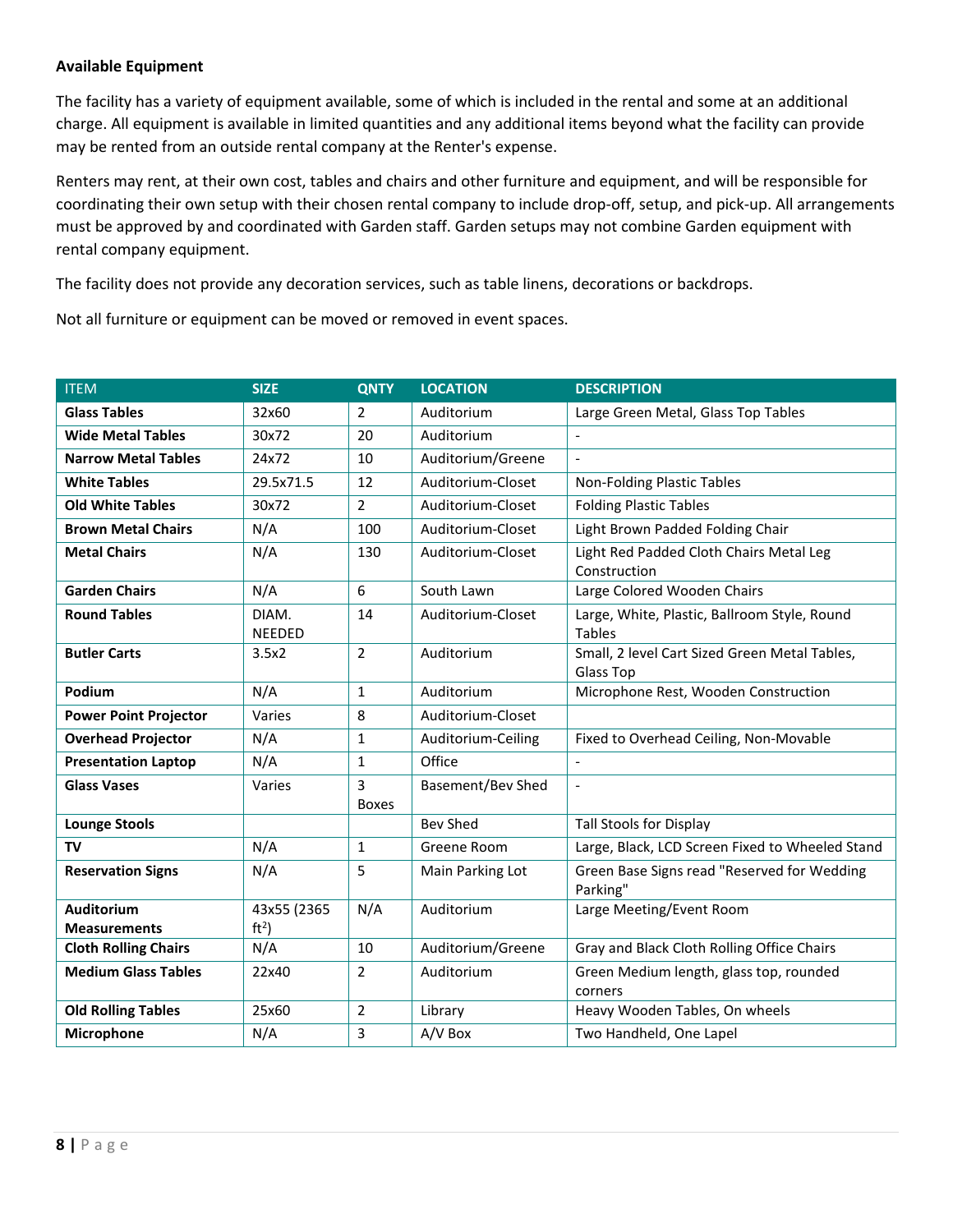**Available Equipment**

The facility has a variety of equipment available, some of which is included in the rental and some at an additional charge. All equipment is available in limited quantities and any additional items beyond what the facility can provide may be rented from an outside rental company at the Renter's expense.

Renters may rent, at their own cost, tables and chairs and other furniture and equipment, and will be responsible for coordinating their own setup with their chosen rental company to include drop-off, setup, and pick-up. All arrangements must be approved by and coordinated with Garden staff. Garden setups may not combine Garden equipment with rental company equipment.

The facility does not provide any decoration services, such as table linens, decorations or backdrops.

Not all furniture or equipment can be moved or removed in event spaces.

| ITEM | SIZE | QNTY | LOCATION | DESCRIPTION |
|---|---|---|---|---|
| **Glass Tables** | 32x60 | 2 | Auditorium | Large Green Metal, Glass Top Tables |
| **Wide Metal Tables** | 30x72 | 20 | Auditorium | - |
| **Narrow Metal Tables** | 24x72 | 10 | Auditorium/Greene | - |
| **White Tables** | 29.5x71.5 | 12 | Auditorium-Closet | Non-Folding Plastic Tables |
| **Old White Tables** | 30x72 | 2 | Auditorium-Closet | Folding Plastic Tables |
| **Brown Metal Chairs** | N/A | 100 | Auditorium-Closet | Light Brown Padded Folding Chair |
| **Metal Chairs** | N/A | 130 | Auditorium-Closet | Light Red Padded Cloth Chairs Metal Leg Construction |
| **Garden Chairs** | N/A | 6 | South Lawn | Large Colored Wooden Chairs |
| **Round Tables** | DIAM. NEEDED | 14 | Auditorium-Closet | Large, White, Plastic, Ballroom Style, Round Tables |
| **Butler Carts** | 3.5x2 | 2 | Auditorium | Small, 2 level Cart Sized Green Metal Tables, Glass Top |
| **Podium** | N/A | 1 | Auditorium | Microphone Rest, Wooden Construction |
| **Power Point Projector** | Varies | 8 | Auditorium-Closet | |
| **Overhead Projector** | N/A | 1 | Auditorium-Ceiling | Fixed to Overhead Ceiling, Non-Movable |
| **Presentation Laptop** | N/A | 1 | Office | - |
| **Glass Vases** | Varies | 3 Boxes | Basement/Bev Shed | - |
| **Lounge Stools** | | | Bev Shed | Tall Stools for Display |
| **TV** | N/A | 1 | Greene Room | Large, Black, LCD Screen Fixed to Wheeled Stand |
| **Reservation Signs** | N/A | 5 | Main Parking Lot | Green Base Signs read "Reserved for Wedding Parking" |
| **Auditorium Measurements** | 43x55 (2365 $ft^2$) | N/A | Auditorium | Large Meeting/Event Room |
| **Cloth Rolling Chairs** | N/A | 10 | Auditorium/Greene | Gray and Black Cloth Rolling Office Chairs |
| **Medium Glass Tables** | 22x40 | 2 | Auditorium | Green Medium length, glass top, rounded corners |
| **Old Rolling Tables** | 25x60 | 2 | Library | Heavy Wooden Tables, On wheels |
| **Microphone** | N/A | 3 | A/V Box | Two Handheld, One Lapel |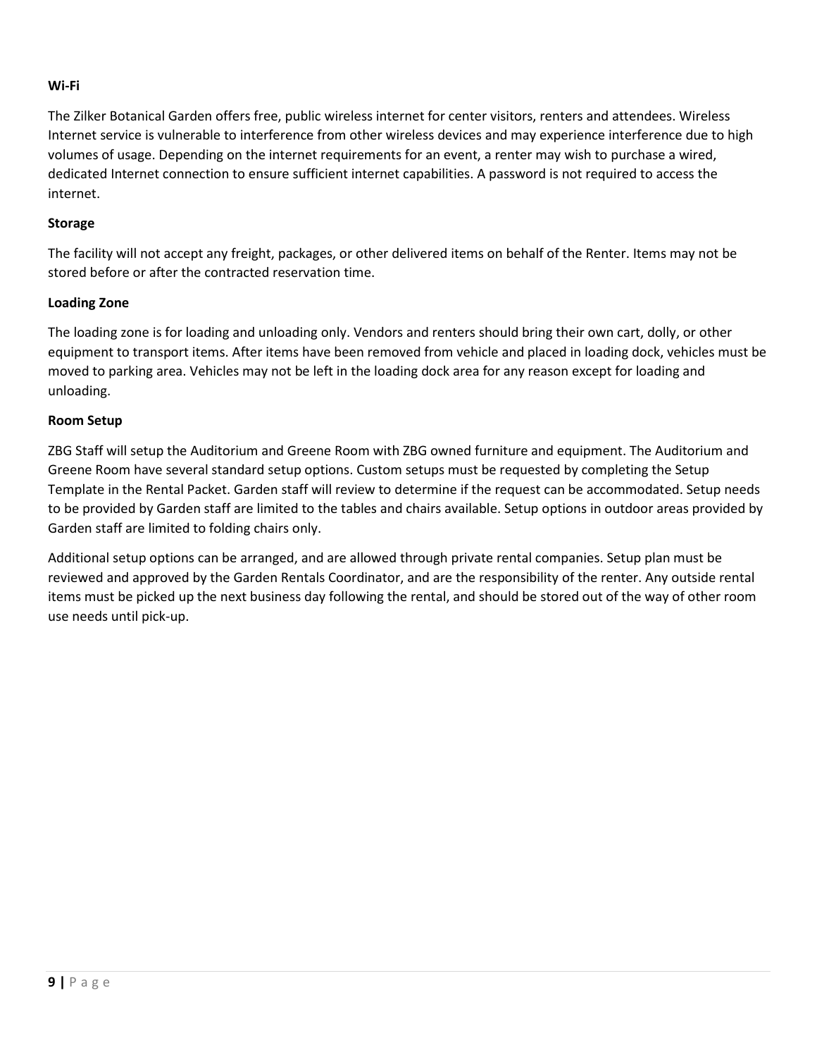**Wi-Fi**

The Zilker Botanical Garden offers free, public wireless internet for center visitors, renters and attendees. Wireless Internet service is vulnerable to interference from other wireless devices and may experience interference due to high volumes of usage. Depending on the internet requirements for an event, a renter may wish to purchase a wired, dedicated Internet connection to ensure sufficient internet capabilities. A password is not required to access the internet.

**Storage**

The facility will not accept any freight, packages, or other delivered items on behalf of the Renter. Items may not be stored before or after the contracted reservation time.

**Loading Zone**

The loading zone is for loading and unloading only. Vendors and renters should bring their own cart, dolly, or other equipment to transport items. After items have been removed from vehicle and placed in loading dock, vehicles must be moved to parking area. Vehicles may not be left in the loading dock area for any reason except for loading and unloading.

**Room Setup**

ZBG Staff will setup the Auditorium and Greene Room with ZBG owned furniture and equipment. The Auditorium and Greene Room have several standard setup options. Custom setups must be requested by completing the Setup Template in the Rental Packet. Garden staff will review to determine if the request can be accommodated. Setup needs to be provided by Garden staff are limited to the tables and chairs available. Setup options in outdoor areas provided by Garden staff are limited to folding chairs only.

Additional setup options can be arranged, and are allowed through private rental companies. Setup plan must be reviewed and approved by the Garden Rentals Coordinator, and are the responsibility of the renter. Any outside rental items must be picked up the next business day following the rental, and should be stored out of the way of other room use needs until pick-up.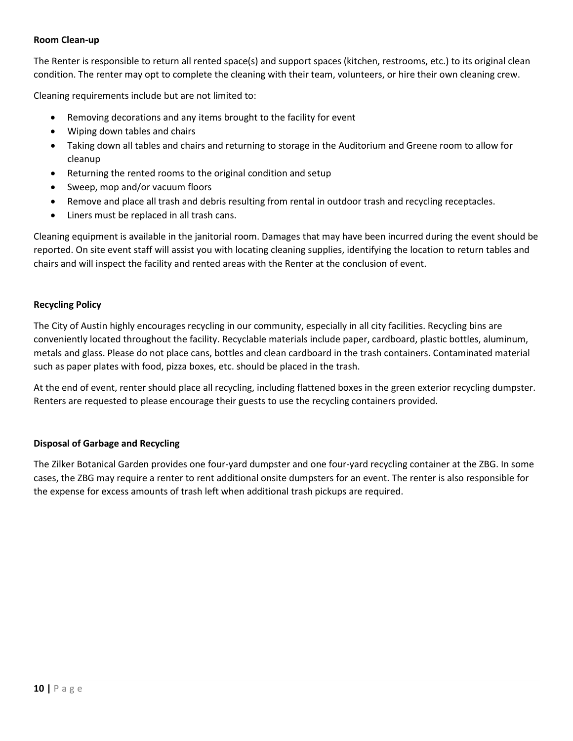**Room Clean-up**

The Renter is responsible to return all rented space(s) and support spaces (kitchen, restrooms, etc.) to its original clean condition. The renter may opt to complete the cleaning with their team, volunteers, or hire their own cleaning crew.

Cleaning requirements include but are not limited to:

- Removing decorations and any items brought to the facility for event
- Wiping down tables and chairs
- Taking down all tables and chairs and returning to storage in the Auditorium and Greene room to allow for cleanup
- Returning the rented rooms to the original condition and setup
- Sweep, mop and/or vacuum floors
- Remove and place all trash and debris resulting from rental in outdoor trash and recycling receptacles.
- Liners must be replaced in all trash cans.

Cleaning equipment is available in the janitorial room. Damages that may have been incurred during the event should be reported. On site event staff will assist you with locating cleaning supplies, identifying the location to return tables and chairs and will inspect the facility and rented areas with the Renter at the conclusion of event.

**Recycling Policy**

The City of Austin highly encourages recycling in our community, especially in all city facilities. Recycling bins are conveniently located throughout the facility. Recyclable materials include paper, cardboard, plastic bottles, aluminum, metals and glass. Please do not place cans, bottles and clean cardboard in the trash containers. Contaminated material such as paper plates with food, pizza boxes, etc. should be placed in the trash.

At the end of event, renter should place all recycling, including flattened boxes in the green exterior recycling dumpster. Renters are requested to please encourage their guests to use the recycling containers provided.

**Disposal of Garbage and Recycling**

The Zilker Botanical Garden provides one four-yard dumpster and one four-yard recycling container at the ZBG. In some cases, the ZBG may require a renter to rent additional onsite dumpsters for an event. The renter is also responsible for the expense for excess amounts of trash left when additional trash pickups are required.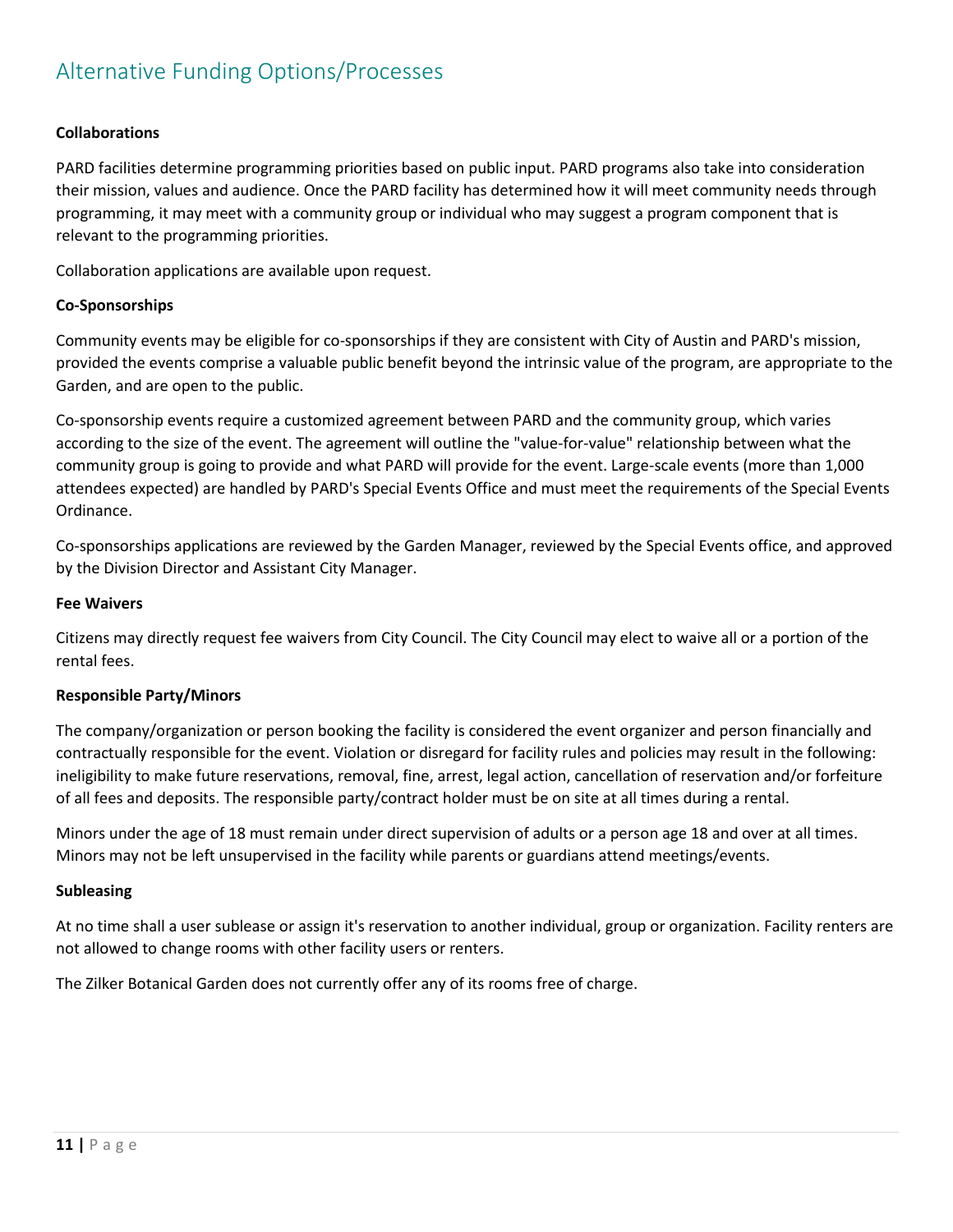## Alternative Funding Options/Processes

**Collaborations**

PARD facilities determine programming priorities based on public input. PARD programs also take into consideration their mission, values and audience. Once the PARD facility has determined how it will meet community needs through programming, it may meet with a community group or individual who may suggest a program component that is relevant to the programming priorities.

Collaboration applications are available upon request.

**Co-Sponsorships**

Community events may be eligible for co-sponsorships if they are consistent with City of Austin and PARD's mission, provided the events comprise a valuable public benefit beyond the intrinsic value of the program, are appropriate to the Garden, and are open to the public.

Co-sponsorship events require a customized agreement between PARD and the community group, which varies according to the size of the event. The agreement will outline the "value-for-value" relationship between what the community group is going to provide and what PARD will provide for the event. Large-scale events (more than 1,000 attendees expected) are handled by PARD's Special Events Office and must meet the requirements of the Special Events Ordinance.

Co-sponsorships applications are reviewed by the Garden Manager, reviewed by the Special Events office, and approved by the Division Director and Assistant City Manager.

**Fee Waivers**

Citizens may directly request fee waivers from City Council. The City Council may elect to waive all or a portion of the rental fees.

**Responsible Party/Minors**

The company/organization or person booking the facility is considered the event organizer and person financially and contractually responsible for the event. Violation or disregard for facility rules and policies may result in the following: ineligibility to make future reservations, removal, fine, arrest, legal action, cancellation of reservation and/or forfeiture of all fees and deposits. The responsible party/contract holder must be on site at all times during a rental.

Minors under the age of 18 must remain under direct supervision of adults or a person age 18 and over at all times. Minors may not be left unsupervised in the facility while parents or guardians attend meetings/events.

**Subleasing**

At no time shall a user sublease or assign it's reservation to another individual, group or organization. Facility renters are not allowed to change rooms with other facility users or renters.

The Zilker Botanical Garden does not currently offer any of its rooms free of charge.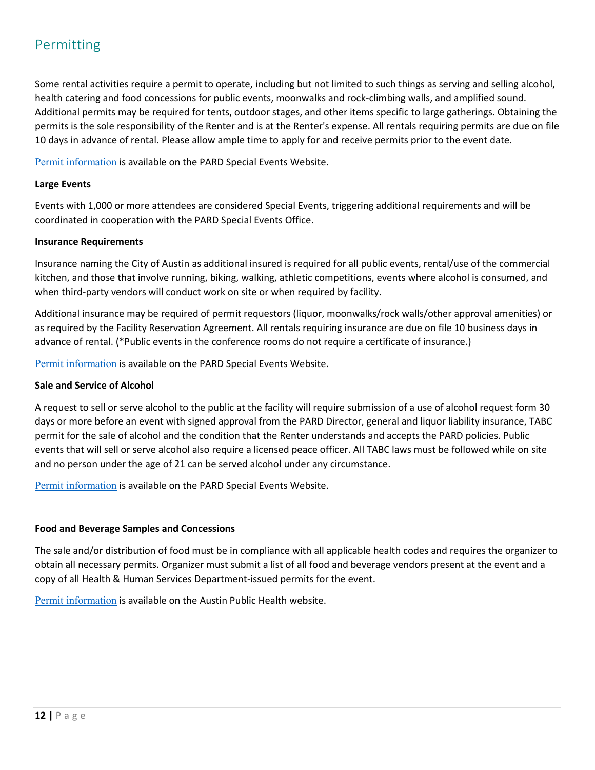## Permitting

Some rental activities require a permit to operate, including but not limited to such things as serving and selling alcohol, health catering and food concessions for public events, moonwalks and rock-climbing walls, and amplified sound. Additional permits may be required for tents, outdoor stages, and other items specific to large gatherings. Obtaining the permits is the sole responsibility of the Renter and is at the Renter's expense. All rentals requiring permits are due on file 10 days in advance of rental. Please allow ample time to apply for and receive permits prior to the event date.

Permit information is available on the PARD Special Events Website.

**Large Events**

Events with 1,000 or more attendees are considered Special Events, triggering additional requirements and will be coordinated in cooperation with the PARD Special Events Office.

**Insurance Requirements**

Insurance naming the City of Austin as additional insured is required for all public events, rental/use of the commercial kitchen, and those that involve running, biking, walking, athletic competitions, events where alcohol is consumed, and when third-party vendors will conduct work on site or when required by facility.

Additional insurance may be required of permit requestors (liquor, moonwalks/rock walls/other approval amenities) or as required by the Facility Reservation Agreement. All rentals requiring insurance are due on file 10 business days in advance of rental. (*Public events in the conference rooms do not require a certificate of insurance.)

Permit information is available on the PARD Special Events Website.

**Sale and Service of Alcohol**

A request to sell or serve alcohol to the public at the facility will require submission of a use of alcohol request form 30 days or more before an event with signed approval from the PARD Director, general and liquor liability insurance, TABC permit for the sale of alcohol and the condition that the Renter understands and accepts the PARD policies. Public events that will sell or serve alcohol also require a licensed peace officer. All TABC laws must be followed while on site and no person under the age of 21 can be served alcohol under any circumstance.

Permit information is available on the PARD Special Events Website.

**Food and Beverage Samples and Concessions**

The sale and/or distribution of food must be in compliance with all applicable health codes and requires the organizer to obtain all necessary permits. Organizer must submit a list of all food and beverage vendors present at the event and a copy of all Health & Human Services Department-issued permits for the event.

Permit information is available on the Austin Public Health website.